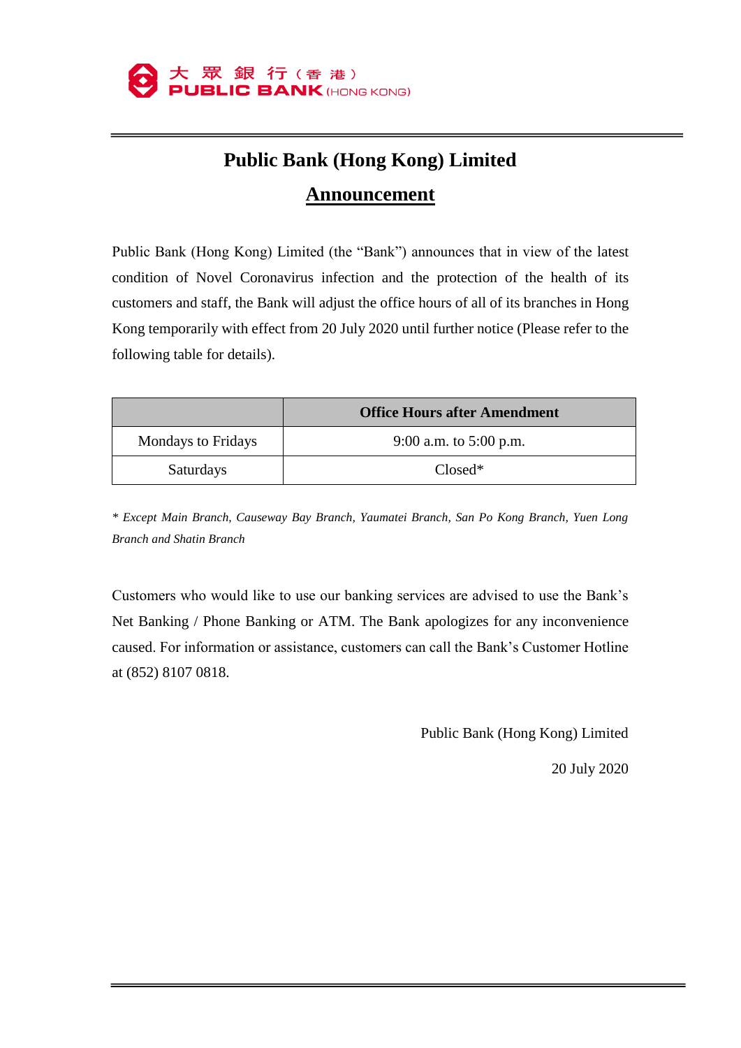大 眾 銀 行（香 港）
PUBLIC BANK (HONG KONG)

# Public Bank (Hong Kong) Limited

## Announcement

Public Bank (Hong Kong) Limited (the "Bank") announces that in view of the latest condition of Novel Coronavirus infection and the protection of the health of its customers and staff, the Bank will adjust the office hours of all of its branches in Hong Kong temporarily with effect from 20 July 2020 until further notice (Please refer to the following table for details).

| | **Office Hours after Amendment** |
|---|---|
| Mondays to Fridays | 9:00 a.m. to 5:00 p.m. |
| Saturdays | Closed* |

*\* Except Main Branch, Causeway Bay Branch, Yaumatei Branch, San Po Kong Branch, Yuen Long Branch and Shatin Branch*

Customers who would like to use our banking services are advised to use the Bank's Net Banking / Phone Banking or ATM. The Bank apologizes for any inconvenience caused. For information or assistance, customers can call the Bank's Customer Hotline at (852) 8107 0818.

Public Bank (Hong Kong) Limited

20 July 2020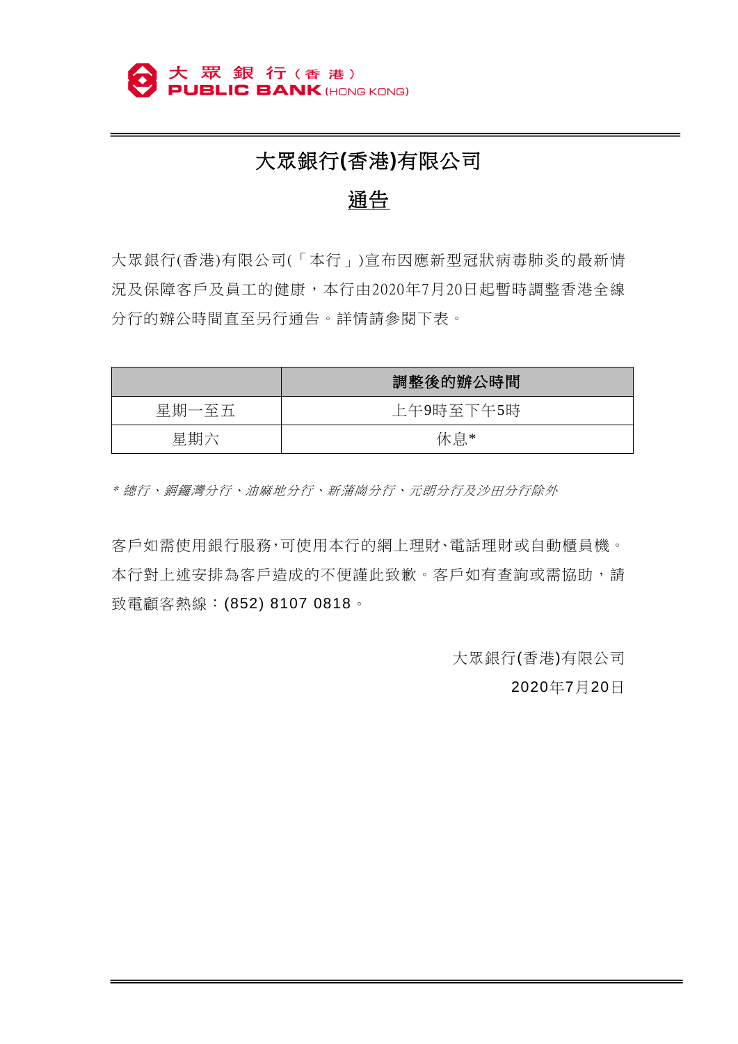大眾銀行(香港)PUBLIC BANK (HONG KONG)

# 大眾銀行(香港)有限公司

## 通告

大眾銀行(香港)有限公司(「本行」)宣布因應新型冠狀病毒肺炎的最新情況及保障客戶及員工的健康，本行由2020年7月20日起暫時調整香港全線分行的辦公時間直至另行通告。詳情請參閱下表。

| | 調整後的辦公時間 |
|---|---|
| 星期一至五 | 上午9時至下午5時 |
| 星期六 | 休息* |

*\* 總行、銅鑼灣分行、油麻地分行、新蒲崗分行、元朗分行及沙田分行除外*

客戶如需使用銀行服務,可使用本行的網上理財、電話理財或自動櫃員機。本行對上述安排為客戶造成的不便謹此致歉。客戶如有查詢或需協助，請致電顧客熱線：(852) 8107 0818。

大眾銀行(香港)有限公司

2020年7月20日